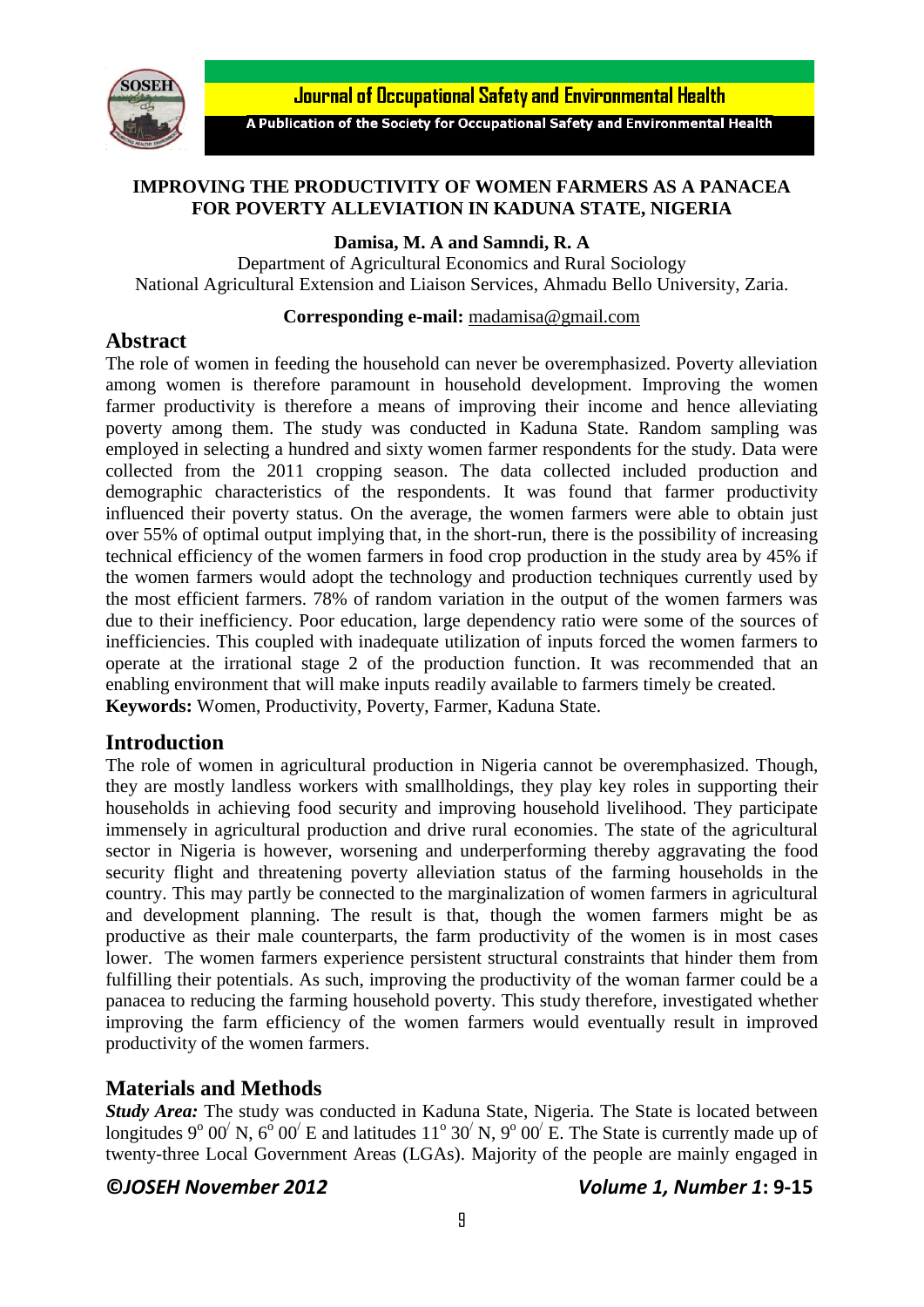# IMPROVING THE PRODUCTIVITY OF WOMEN FARMERS AS A PANACEA FOR POVERTY ALLEVIATION IN KADUNA STATE, NIGERIA

**Damisa, M. A and Samndi, R. A**

Department of Agricultural Economics and Rural Sociology
National Agricultural Extension and Liaison Services, Ahmadu Bello University, Zaria.

**Corresponding e-mail:** madamisa@gmail.com

## Abstract

The role of women in feeding the household can never be overemphasized. Poverty alleviation among women is therefore paramount in household development. Improving the women farmer productivity is therefore a means of improving their income and hence alleviating poverty among them. The study was conducted in Kaduna State. Random sampling was employed in selecting a hundred and sixty women farmer respondents for the study. Data were collected from the 2011 cropping season. The data collected included production and demographic characteristics of the respondents. It was found that farmer productivity influenced their poverty status. On the average, the women farmers were able to obtain just over 55% of optimal output implying that, in the short-run, there is the possibility of increasing technical efficiency of the women farmers in food crop production in the study area by 45% if the women farmers would adopt the technology and production techniques currently used by the most efficient farmers. 78% of random variation in the output of the women farmers was due to their inefficiency. Poor education, large dependency ratio were some of the sources of inefficiencies. This coupled with inadequate utilization of inputs forced the women farmers to operate at the irrational stage 2 of the production function. It was recommended that an enabling environment that will make inputs readily available to farmers timely be created.

**Keywords:** Women, Productivity, Poverty, Farmer, Kaduna State.

## Introduction

The role of women in agricultural production in Nigeria cannot be overemphasized. Though, they are mostly landless workers with smallholdings, they play key roles in supporting their households in achieving food security and improving household livelihood. They participate immensely in agricultural production and drive rural economies. The state of the agricultural sector in Nigeria is however, worsening and underperforming thereby aggravating the food security flight and threatening poverty alleviation status of the farming households in the country. This may partly be connected to the marginalization of women farmers in agricultural and development planning. The result is that, though the women farmers might be as productive as their male counterparts, the farm productivity of the women is in most cases lower. The women farmers experience persistent structural constraints that hinder them from fulfilling their potentials. As such, improving the productivity of the woman farmer could be a panacea to reducing the farming household poverty. This study therefore, investigated whether improving the farm efficiency of the women farmers would eventually result in improved productivity of the women farmers.

## Materials and Methods

***Study Area:*** The study was conducted in Kaduna State, Nigeria. The State is located between longitudes 9° 00′ N, 6° 00′ E and latitudes 11° 30′ N, 9° 00′ E. The State is currently made up of twenty-three Local Government Areas (LGAs). Majority of the people are mainly engaged in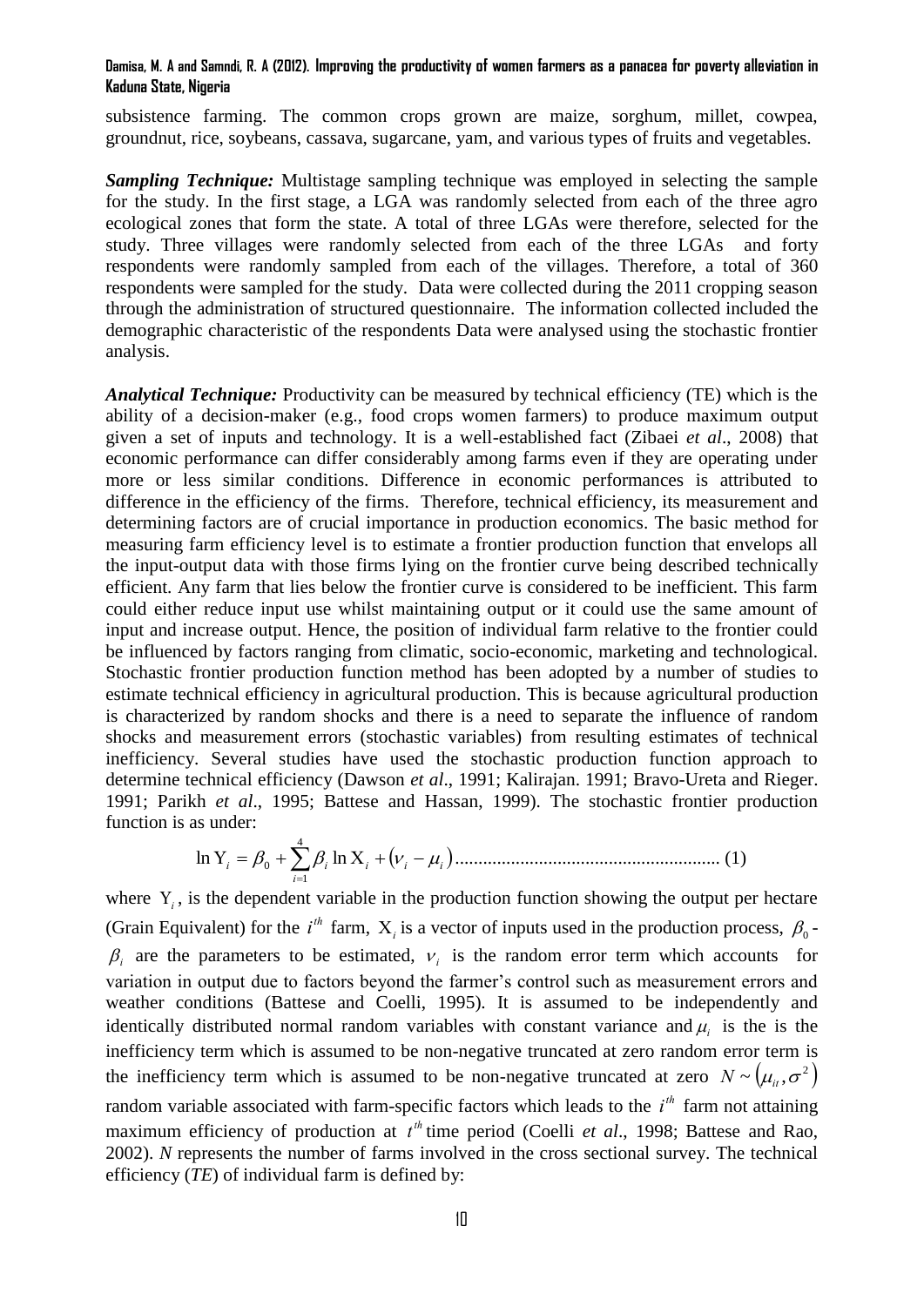subsistence farming. The common crops grown are maize, sorghum, millet, cowpea, groundnut, rice, soybeans, cassava, sugarcane, yam, and various types of fruits and vegetables.

***Sampling Technique:*** Multistage sampling technique was employed in selecting the sample for the study. In the first stage, a LGA was randomly selected from each of the three agro ecological zones that form the state. A total of three LGAs were therefore, selected for the study. Three villages were randomly selected from each of the three LGAs and forty respondents were randomly sampled from each of the villages. Therefore, a total of 360 respondents were sampled for the study. Data were collected during the 2011 cropping season through the administration of structured questionnaire. The information collected included the demographic characteristic of the respondents Data were analysed using the stochastic frontier analysis.

***Analytical Technique:*** Productivity can be measured by technical efficiency (TE) which is the ability of a decision-maker (e.g., food crops women farmers) to produce maximum output given a set of inputs and technology. It is a well-established fact (Zibaei *et al*., 2008) that economic performance can differ considerably among farms even if they are operating under more or less similar conditions. Difference in economic performances is attributed to difference in the efficiency of the firms. Therefore, technical efficiency, its measurement and determining factors are of crucial importance in production economics. The basic method for measuring farm efficiency level is to estimate a frontier production function that envelops all the input-output data with those firms lying on the frontier curve being described technically efficient. Any farm that lies below the frontier curve is considered to be inefficient. This farm could either reduce input use whilst maintaining output or it could use the same amount of input and increase output. Hence, the position of individual farm relative to the frontier could be influenced by factors ranging from climatic, socio-economic, marketing and technological. Stochastic frontier production function method has been adopted by a number of studies to estimate technical efficiency in agricultural production. This is because agricultural production is characterized by random shocks and there is a need to separate the influence of random shocks and measurement errors (stochastic variables) from resulting estimates of technical inefficiency. Several studies have used the stochastic production function approach to determine technical efficiency (Dawson *et al*., 1991; Kalirajan. 1991; Bravo-Ureta and Rieger. 1991; Parikh *et al*., 1995; Battese and Hassan, 1999). The stochastic frontier production function is as under:

$$\ln \mathrm{Y}_i = \beta_0 + \sum_{i=1}^{4} \beta_i \ln \mathrm{X}_i + (\nu_i - \mu_i) \qquad (1)$$

where $\mathrm{Y}_i$, is the dependent variable in the production function showing the output per hectare (Grain Equivalent) for the $i^{th}$ farm, $\mathrm{X}_i$ is a vector of inputs used in the production process, $\beta_0$ - $\beta_i$ are the parameters to be estimated, $\nu_i$ is the random error term which accounts for variation in output due to factors beyond the farmer's control such as measurement errors and weather conditions (Battese and Coelli, 1995). It is assumed to be independently and identically distributed normal random variables with constant variance and $\mu_i$ is the is the inefficiency term which is assumed to be non-negative truncated at zero random error term is the inefficiency term which is assumed to be non-negative truncated at zero $N \sim (\mu_{it}, \sigma^2)$ random variable associated with farm-specific factors which leads to the $i^{th}$ farm not attaining maximum efficiency of production at $t^{th}$ time period (Coelli *et al*., 1998; Battese and Rao, 2002). *N* represents the number of farms involved in the cross sectional survey. The technical efficiency (*TE*) of individual farm is defined by: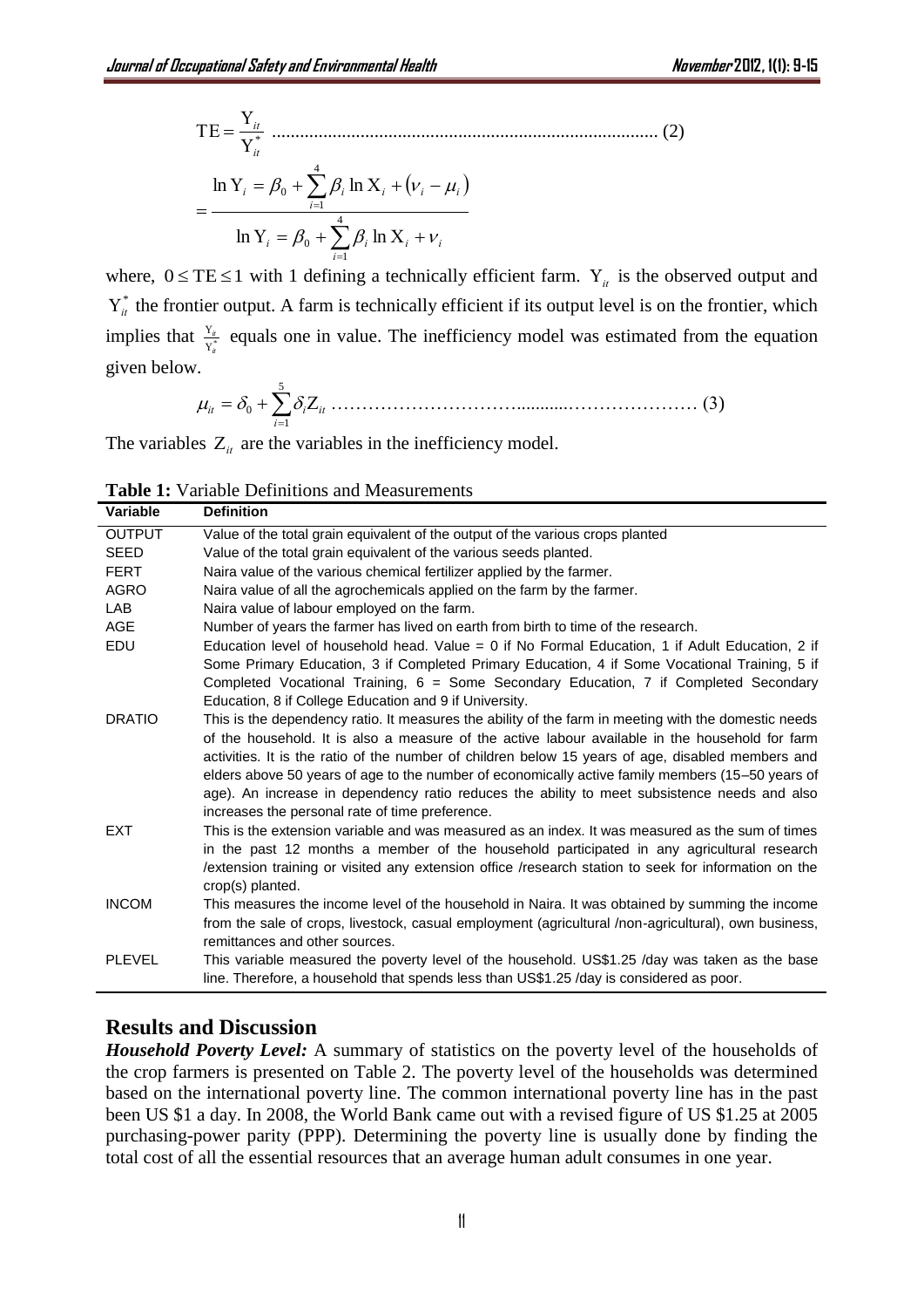$$\mathrm{TE} = \frac{\mathrm{Y}_{it}}{\mathrm{Y}_{it}^{*}} \quad \text{.................................................................................. (2)}$$

$$= \frac{\ln \mathrm{Y}_i = \beta_0 + \sum_{i=1}^{4} \beta_i \ln \mathrm{X}_i + (\nu_i - \mu_i)}{\ln \mathrm{Y}_i = \beta_0 + \sum_{i=1}^{4} \beta_i \ln \mathrm{X}_i + \nu_i}$$

where, $0 \leq \mathrm{TE} \leq 1$ with 1 defining a technically efficient farm. $\mathrm{Y}_{it}$ is the observed output and $\mathrm{Y}_{it}^{*}$ the frontier output. A farm is technically efficient if its output level is on the frontier, which implies that $\frac{\mathrm{Y}_{it}}{\mathrm{Y}_{it}^{*}}$ equals one in value. The inefficiency model was estimated from the equation given below.

$$\mu_{it} = \delta_0 + \sum_{i=1}^{5} \delta_i \mathrm{Z}_{it} \quad \text{.............................................................. (3)}$$

The variables $\mathrm{Z}_{it}$ are the variables in the inefficiency model.

**Table 1:** Variable Definitions and Measurements

| Variable | Definition |
|---|---|
| OUTPUT | Value of the total grain equivalent of the output of the various crops planted |
| SEED | Value of the total grain equivalent of the various seeds planted. |
| FERT | Naira value of the various chemical fertilizer applied by the farmer. |
| AGRO | Naira value of all the agrochemicals applied on the farm by the farmer. |
| LAB | Naira value of labour employed on the farm. |
| AGE | Number of years the farmer has lived on earth from birth to time of the research. |
| EDU | Education level of household head. Value = 0 if No Formal Education, 1 if Adult Education, 2 if Some Primary Education, 3 if Completed Primary Education, 4 if Some Vocational Training, 5 if Completed Vocational Training, 6 = Some Secondary Education, 7 if Completed Secondary Education, 8 if College Education and 9 if University. |
| DRATIO | This is the dependency ratio. It measures the ability of the farm in meeting with the domestic needs of the household. It is also a measure of the active labour available in the household for farm activities. It is the ratio of the number of children below 15 years of age, disabled members and elders above 50 years of age to the number of economically active family members (15–50 years of age). An increase in dependency ratio reduces the ability to meet subsistence needs and also increases the personal rate of time preference. |
| EXT | This is the extension variable and was measured as an index. It was measured as the sum of times in the past 12 months a member of the household participated in any agricultural research /extension training or visited any extension office /research station to seek for information on the crop(s) planted. |
| INCOM | This measures the income level of the household in Naira. It was obtained by summing the income from the sale of crops, livestock, casual employment (agricultural /non-agricultural), own business, remittances and other sources. |
| PLEVEL | This variable measured the poverty level of the household. US$1.25 /day was taken as the base line. Therefore, a household that spends less than US$1.25 /day is considered as poor. |

## Results and Discussion

***Household Poverty Level:*** A summary of statistics on the poverty level of the households of the crop farmers is presented on Table 2. The poverty level of the households was determined based on the international poverty line. The common international poverty line has in the past been US $1 a day. In 2008, the World Bank came out with a revised figure of US $1.25 at 2005 purchasing-power parity (PPP). Determining the poverty line is usually done by finding the total cost of all the essential resources that an average human adult consumes in one year.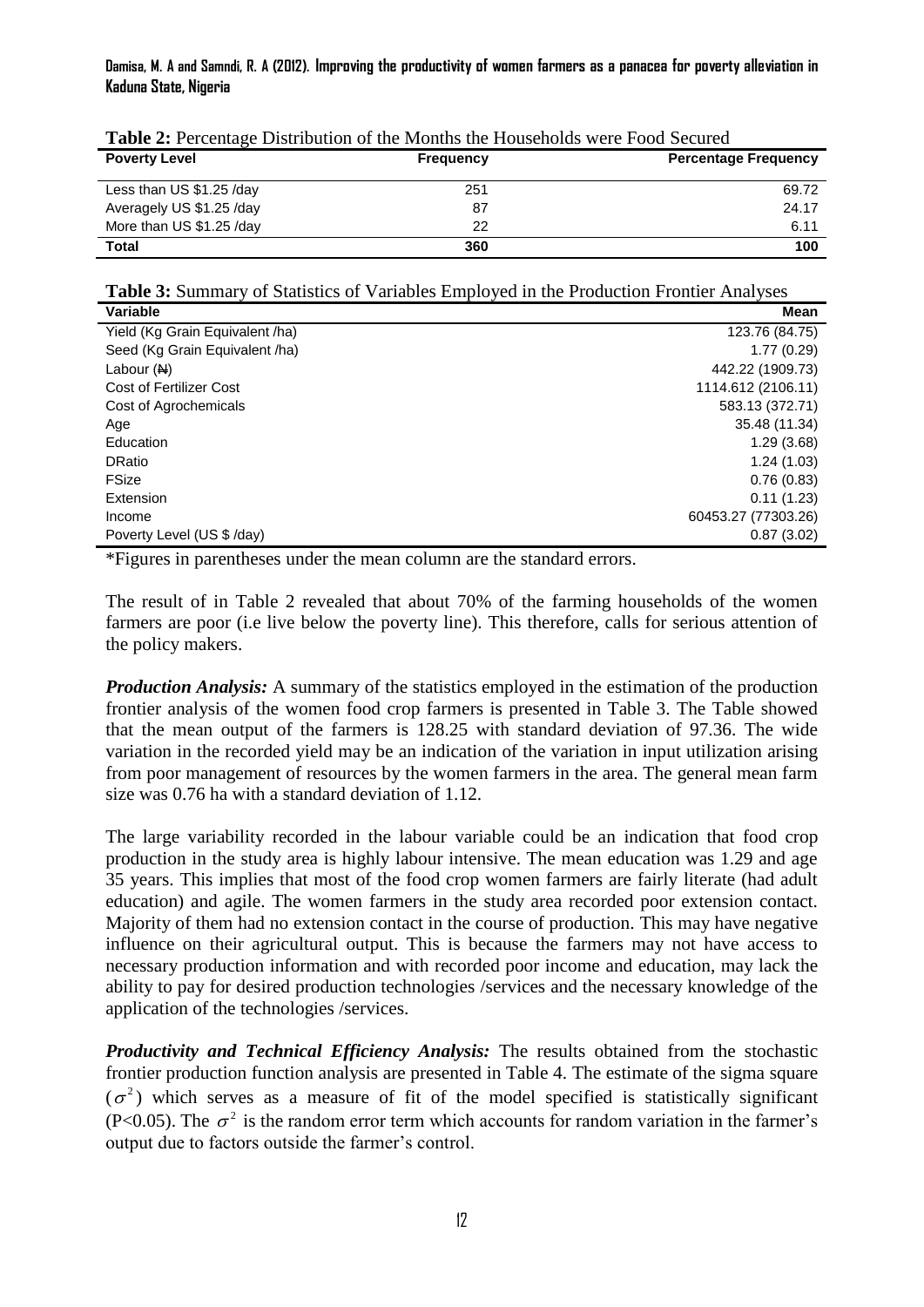**Table 2:** Percentage Distribution of the Months the Households were Food Secured

| Poverty Level | Frequency | Percentage Frequency |
|---|---|---|
| Less than US $1.25 /day | 251 | 69.72 |
| Averagely US $1.25 /day | 87 | 24.17 |
| More than US $1.25 /day | 22 | 6.11 |
| **Total** | **360** | **100** |

**Table 3:** Summary of Statistics of Variables Employed in the Production Frontier Analyses

| Variable | Mean |
|---|---|
| Yield (Kg Grain Equivalent /ha) | 123.76 (84.75) |
| Seed (Kg Grain Equivalent /ha) | 1.77 (0.29) |
| Labour (₦) | 442.22 (1909.73) |
| Cost of Fertilizer Cost | 1114.612 (2106.11) |
| Cost of Agrochemicals | 583.13 (372.71) |
| Age | 35.48 (11.34) |
| Education | 1.29 (3.68) |
| DRatio | 1.24 (1.03) |
| FSize | 0.76 (0.83) |
| Extension | 0.11 (1.23) |
| Income | 60453.27 (77303.26) |
| Poverty Level (US $ /day) | 0.87 (3.02) |

*Figures in parentheses under the mean column are the standard errors.

The result of in Table 2 revealed that about 70% of the farming households of the women farmers are poor (i.e live below the poverty line). This therefore, calls for serious attention of the policy makers.

***Production Analysis:*** A summary of the statistics employed in the estimation of the production frontier analysis of the women food crop farmers is presented in Table 3. The Table showed that the mean output of the farmers is 128.25 with standard deviation of 97.36. The wide variation in the recorded yield may be an indication of the variation in input utilization arising from poor management of resources by the women farmers in the area. The general mean farm size was 0.76 ha with a standard deviation of 1.12.

The large variability recorded in the labour variable could be an indication that food crop production in the study area is highly labour intensive. The mean education was 1.29 and age 35 years. This implies that most of the food crop women farmers are fairly literate (had adult education) and agile. The women farmers in the study area recorded poor extension contact. Majority of them had no extension contact in the course of production. This may have negative influence on their agricultural output. This is because the farmers may not have access to necessary production information and with recorded poor income and education, may lack the ability to pay for desired production technologies /services and the necessary knowledge of the application of the technologies /services.

***Productivity and Technical Efficiency Analysis:*** The results obtained from the stochastic frontier production function analysis are presented in Table 4. The estimate of the sigma square ($\sigma^2$) which serves as a measure of fit of the model specified is statistically significant ($P<0.05$). The $\sigma^2$ is the random error term which accounts for random variation in the farmer's output due to factors outside the farmer's control.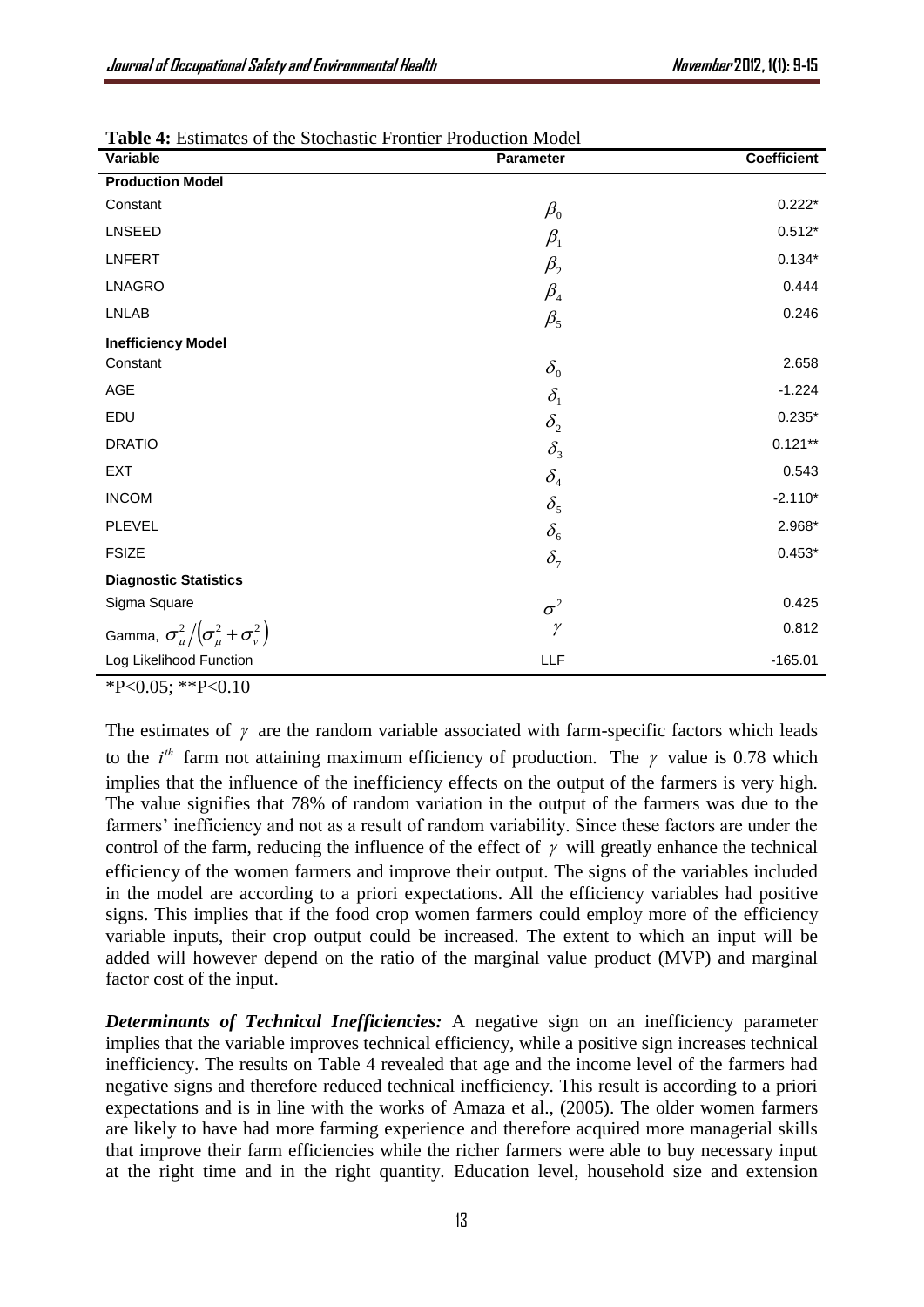**Table 4:** Estimates of the Stochastic Frontier Production Model

| Variable | Parameter | Coefficient |
|---|---|---|
| **Production Model** | | |
| Constant | $\beta_0$ | 0.222* |
| LNSEED | $\beta_1$ | 0.512* |
| LNFERT | $\beta_2$ | 0.134* |
| LNAGRO | $\beta_4$ | 0.444 |
| LNLAB | $\beta_5$ | 0.246 |
| **Inefficiency Model** | | |
| Constant | $\delta_0$ | 2.658 |
| AGE | $\delta_1$ | -1.224 |
| EDU | $\delta_2$ | 0.235* |
| DRATIO | $\delta_3$ | 0.121** |
| EXT | $\delta_4$ | 0.543 |
| INCOM | $\delta_5$ | -2.110* |
| PLEVEL | $\delta_6$ | 2.968* |
| FSIZE | $\delta_7$ | 0.453* |
| **Diagnostic Statistics** | | |
| Sigma Square | $\sigma^2$ | 0.425 |
| Gamma, $\sigma_\mu^2/(\sigma_\mu^2+\sigma_v^2)$ | $\gamma$ | 0.812 |
| Log Likelihood Function | LLF | -165.01 |

*P<0.05; **P<0.10

The estimates of $\gamma$ are the random variable associated with farm-specific factors which leads to the $i^{th}$ farm not attaining maximum efficiency of production. The $\gamma$ value is 0.78 which implies that the influence of the inefficiency effects on the output of the farmers is very high. The value signifies that 78% of random variation in the output of the farmers was due to the farmers' inefficiency and not as a result of random variability. Since these factors are under the control of the farm, reducing the influence of the effect of $\gamma$ will greatly enhance the technical efficiency of the women farmers and improve their output. The signs of the variables included in the model are according to a priori expectations. All the efficiency variables had positive signs. This implies that if the food crop women farmers could employ more of the efficiency variable inputs, their crop output could be increased. The extent to which an input will be added will however depend on the ratio of the marginal value product (MVP) and marginal factor cost of the input.

***Determinants of Technical Inefficiencies:*** A negative sign on an inefficiency parameter implies that the variable improves technical efficiency, while a positive sign increases technical inefficiency. The results on Table 4 revealed that age and the income level of the farmers had negative signs and therefore reduced technical inefficiency. This result is according to a priori expectations and is in line with the works of Amaza et al., (2005). The older women farmers are likely to have had more farming experience and therefore acquired more managerial skills that improve their farm efficiencies while the richer farmers were able to buy necessary input at the right time and in the right quantity. Education level, household size and extension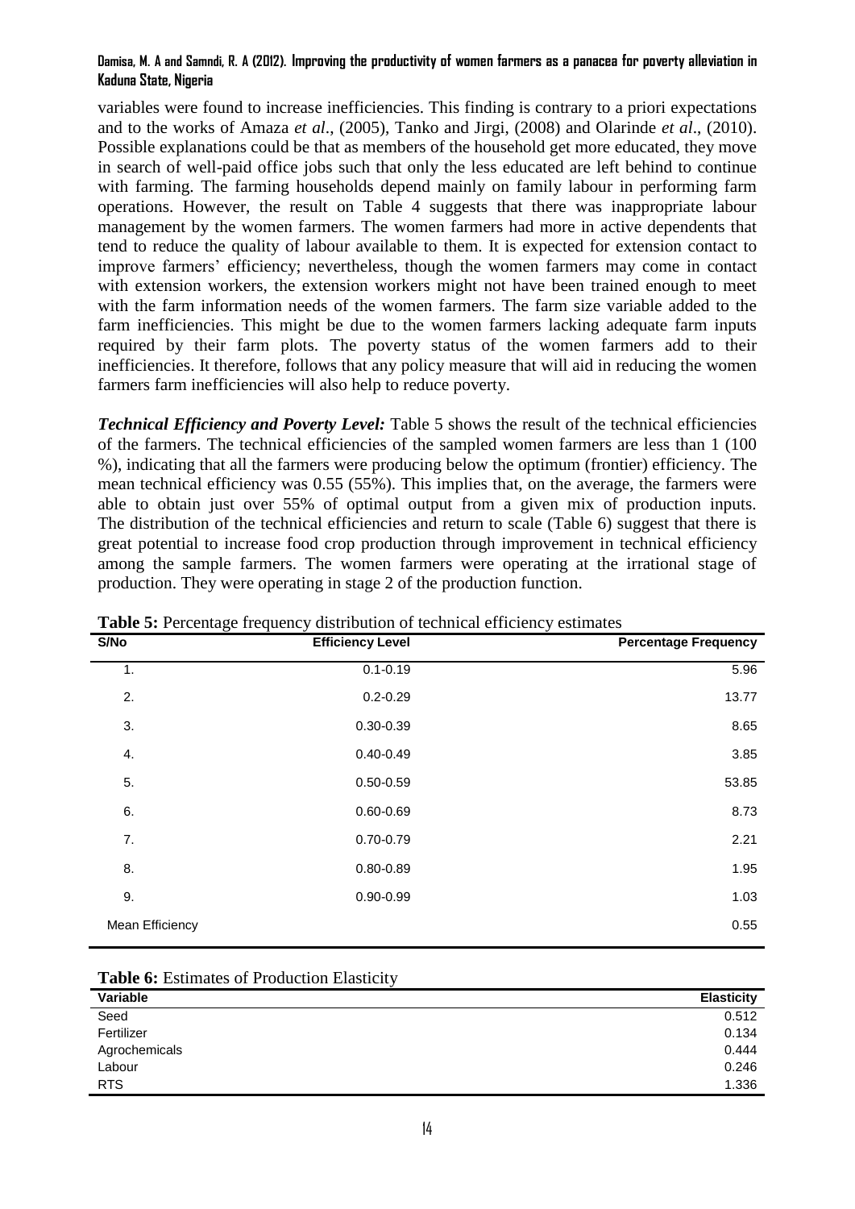variables were found to increase inefficiencies. This finding is contrary to a priori expectations and to the works of Amaza *et al*., (2005), Tanko and Jirgi, (2008) and Olarinde *et al*., (2010). Possible explanations could be that as members of the household get more educated, they move in search of well-paid office jobs such that only the less educated are left behind to continue with farming. The farming households depend mainly on family labour in performing farm operations. However, the result on Table 4 suggests that there was inappropriate labour management by the women farmers. The women farmers had more in active dependents that tend to reduce the quality of labour available to them. It is expected for extension contact to improve farmers' efficiency; nevertheless, though the women farmers may come in contact with extension workers, the extension workers might not have been trained enough to meet with the farm information needs of the women farmers. The farm size variable added to the farm inefficiencies. This might be due to the women farmers lacking adequate farm inputs required by their farm plots. The poverty status of the women farmers add to their inefficiencies. It therefore, follows that any policy measure that will aid in reducing the women farmers farm inefficiencies will also help to reduce poverty.

***Technical Efficiency and Poverty Level:*** Table 5 shows the result of the technical efficiencies of the farmers. The technical efficiencies of the sampled women farmers are less than 1 (100 %), indicating that all the farmers were producing below the optimum (frontier) efficiency. The mean technical efficiency was 0.55 (55%). This implies that, on the average, the farmers were able to obtain just over 55% of optimal output from a given mix of production inputs. The distribution of the technical efficiencies and return to scale (Table 6) suggest that there is great potential to increase food crop production through improvement in technical efficiency among the sample farmers. The women farmers were operating at the irrational stage of production. They were operating in stage 2 of the production function.

**Table 5:** Percentage frequency distribution of technical efficiency estimates

| S/No | Efficiency Level | Percentage Frequency |
|---|---|---|
| 1. | 0.1-0.19 | 5.96 |
| 2. | 0.2-0.29 | 13.77 |
| 3. | 0.30-0.39 | 8.65 |
| 4. | 0.40-0.49 | 3.85 |
| 5. | 0.50-0.59 | 53.85 |
| 6. | 0.60-0.69 | 8.73 |
| 7. | 0.70-0.79 | 2.21 |
| 8. | 0.80-0.89 | 1.95 |
| 9. | 0.90-0.99 | 1.03 |
| Mean Efficiency | | 0.55 |

**Table 6:** Estimates of Production Elasticity

| Variable | Elasticity |
|---|---|
| Seed | 0.512 |
| Fertilizer | 0.134 |
| Agrochemicals | 0.444 |
| Labour | 0.246 |
| RTS | 1.336 |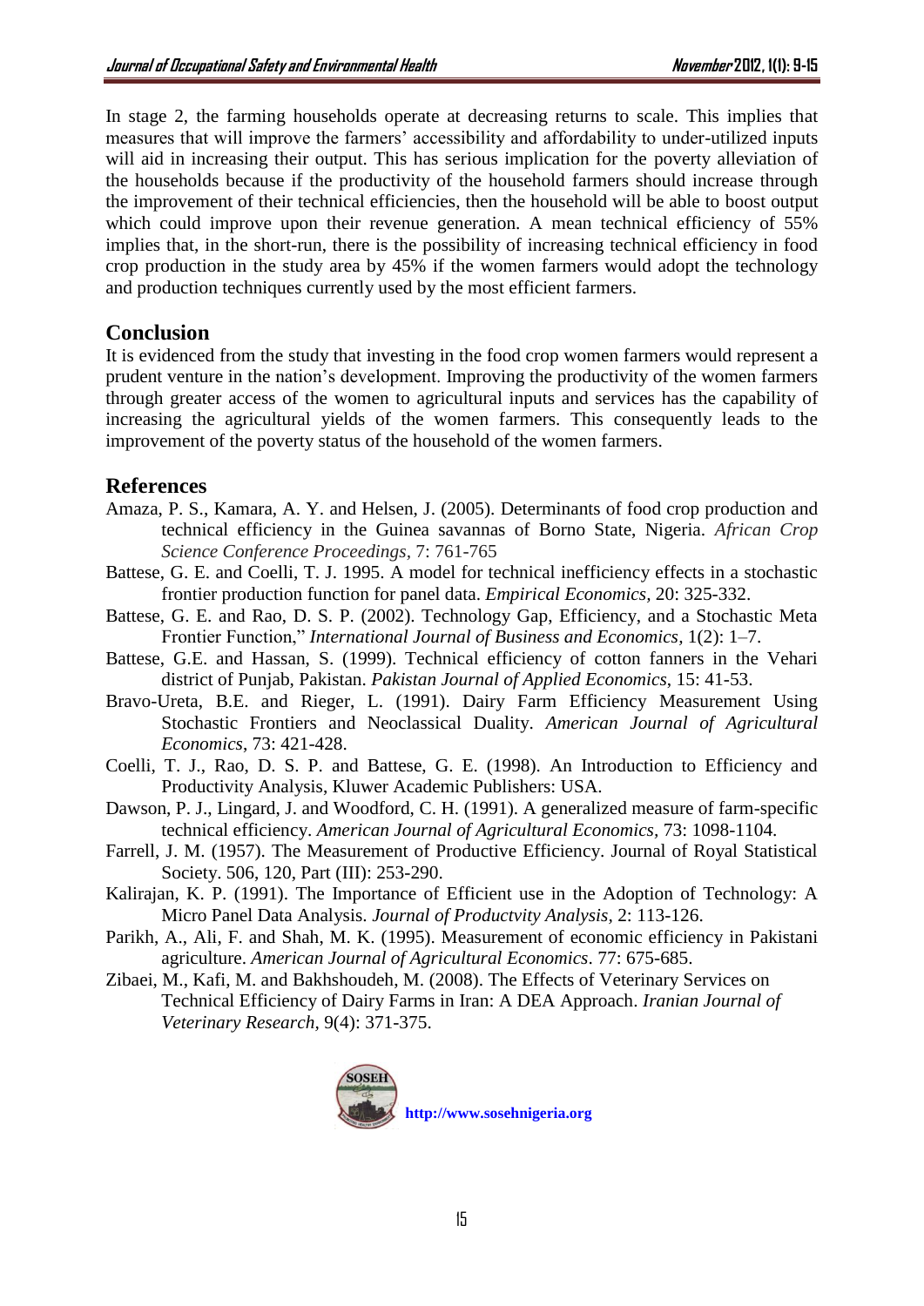In stage 2, the farming households operate at decreasing returns to scale. This implies that measures that will improve the farmers' accessibility and affordability to under-utilized inputs will aid in increasing their output. This has serious implication for the poverty alleviation of the households because if the productivity of the household farmers should increase through the improvement of their technical efficiencies, then the household will be able to boost output which could improve upon their revenue generation. A mean technical efficiency of 55% implies that, in the short-run, there is the possibility of increasing technical efficiency in food crop production in the study area by 45% if the women farmers would adopt the technology and production techniques currently used by the most efficient farmers.

## Conclusion

It is evidenced from the study that investing in the food crop women farmers would represent a prudent venture in the nation's development. Improving the productivity of the women farmers through greater access of the women to agricultural inputs and services has the capability of increasing the agricultural yields of the women farmers. This consequently leads to the improvement of the poverty status of the household of the women farmers.

## References

Amaza, P. S., Kamara, A. Y. and Helsen, J. (2005). Determinants of food crop production and technical efficiency in the Guinea savannas of Borno State, Nigeria. *African Crop Science Conference Proceedings,* 7: 761-765

Battese, G. E. and Coelli, T. J. 1995. A model for technical inefficiency effects in a stochastic frontier production function for panel data. *Empirical Economics*, 20: 325-332.

Battese, G. E. and Rao, D. S. P. (2002). Technology Gap, Efficiency, and a Stochastic Meta Frontier Function," *International Journal of Business and Economics*, 1(2): 1–7.

Battese, G.E. and Hassan, S. (1999). Technical efficiency of cotton fanners in the Vehari district of Punjab, Pakistan. *Pakistan Journal of Applied Economics*, 15: 41-53.

Bravo-Ureta, B.E. and Rieger, L. (1991). Dairy Farm Efficiency Measurement Using Stochastic Frontiers and Neoclassical Duality. *American Journal of Agricultural Economics*, 73: 421-428.

Coelli, T. J., Rao, D. S. P. and Battese, G. E. (1998). An Introduction to Efficiency and Productivity Analysis, Kluwer Academic Publishers: USA.

Dawson, P. J., Lingard, J. and Woodford, C. H. (1991). A generalized measure of farm-specific technical efficiency. *American Journal of Agricultural Economics*, 73: 1098-1104.

Farrell, J. M. (1957). The Measurement of Productive Efficiency. Journal of Royal Statistical Society. 506, 120, Part (III): 253-290.

Kalirajan, K. P. (1991). The Importance of Efficient use in the Adoption of Technology: A Micro Panel Data Analysis. *Journal of Productvity Analysis*, 2: 113-126.

Parikh, A., Ali, F. and Shah, M. K. (1995). Measurement of economic efficiency in Pakistani agriculture. *American Journal of Agricultural Economics*. 77: 675-685.

Zibaei, M., Kafi, M. and Bakhshoudeh, M. (2008). The Effects of Veterinary Services on Technical Efficiency of Dairy Farms in Iran: A DEA Approach. *Iranian Journal of Veterinary Research*, 9(4): 371-375.

http://www.sosehnigeria.org